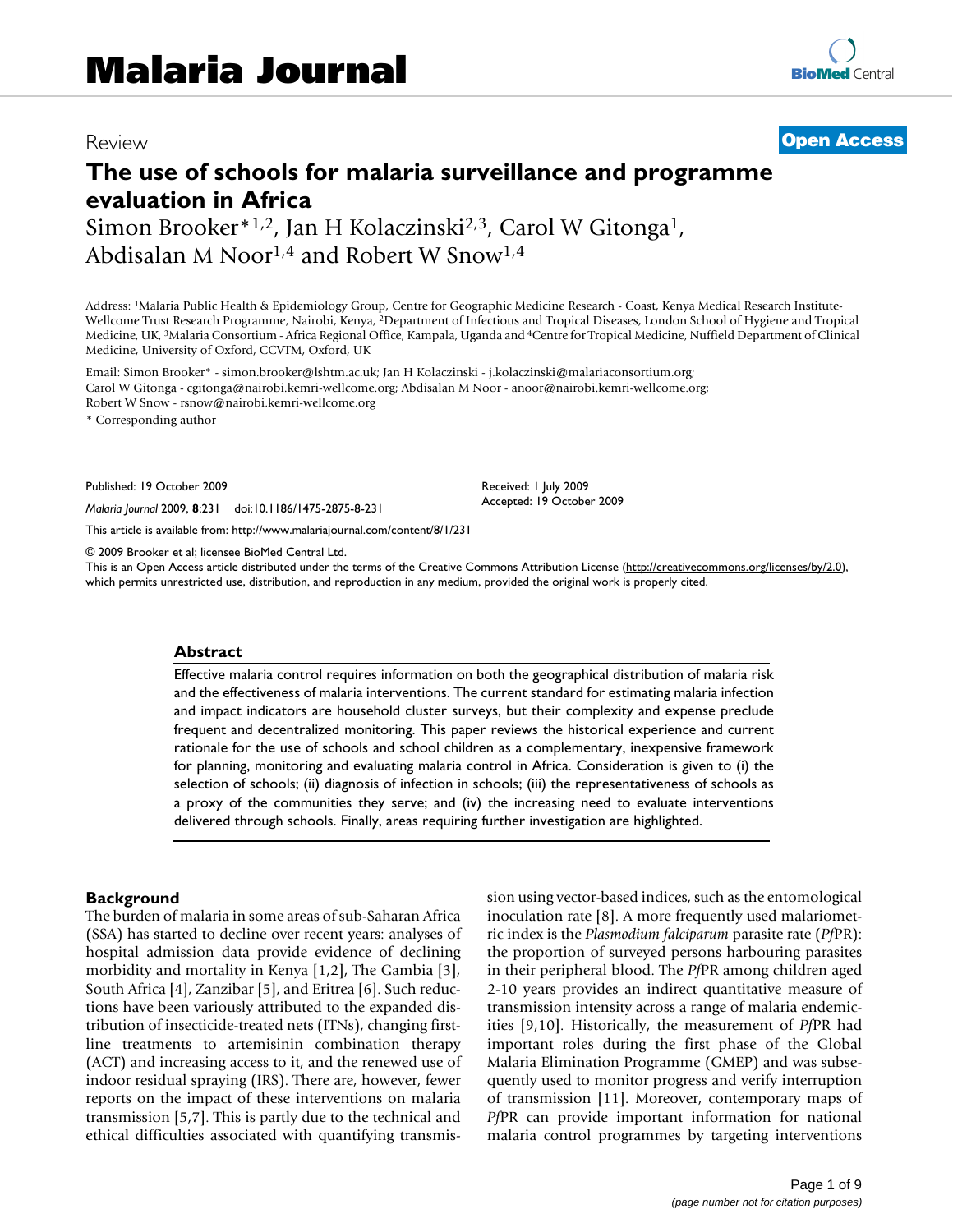# Malaria Journal

Review

**Open Access**

# The use of schools for malaria surveillance and programme evaluation in Africa

Simon Brooker*[1,2], Jan H Kolaczinski[2,3], Carol W Gitonga[1], Abdisalan M Noor[1,4] and Robert W Snow[1,4]

Address: [1]Malaria Public Health & Epidemiology Group, Centre for Geographic Medicine Research - Coast, Kenya Medical Research Institute-Wellcome Trust Research Programme, Nairobi, Kenya, [2]Department of Infectious and Tropical Diseases, London School of Hygiene and Tropical Medicine, UK, [3]Malaria Consortium - Africa Regional Office, Kampala, Uganda and [4]Centre for Tropical Medicine, Nuffield Department of Clinical Medicine, University of Oxford, CCVTM, Oxford, UK

Email: Simon Brooker* - simon.brooker@lshtm.ac.uk; Jan H Kolaczinski - j.kolaczinski@malariaconsortium.org; Carol W Gitonga - cgitonga@nairobi.kemri-wellcome.org; Abdisalan M Noor - anoor@nairobi.kemri-wellcome.org; Robert W Snow - rsnow@nairobi.kemri-wellcome.org

* Corresponding author

Published: 19 October 2009

*Malaria Journal* 2009, **8**:231 doi:10.1186/1475-2875-8-231

Received: 1 July 2009
Accepted: 19 October 2009

This article is available from: http://www.malariajournal.com/content/8/1/231

© 2009 Brooker et al; licensee BioMed Central Ltd.

This is an Open Access article distributed under the terms of the Creative Commons Attribution License (http://creativecommons.org/licenses/by/2.0), which permits unrestricted use, distribution, and reproduction in any medium, provided the original work is properly cited.

## Abstract

Effective malaria control requires information on both the geographical distribution of malaria risk and the effectiveness of malaria interventions. The current standard for estimating malaria infection and impact indicators are household cluster surveys, but their complexity and expense preclude frequent and decentralized monitoring. This paper reviews the historical experience and current rationale for the use of schools and school children as a complementary, inexpensive framework for planning, monitoring and evaluating malaria control in Africa. Consideration is given to (i) the selection of schools; (ii) diagnosis of infection in schools; (iii) the representativeness of schools as a proxy of the communities they serve; and (iv) the increasing need to evaluate interventions delivered through schools. Finally, areas requiring further investigation are highlighted.

## Background

The burden of malaria in some areas of sub-Saharan Africa (SSA) has started to decline over recent years: analyses of hospital admission data provide evidence of declining morbidity and mortality in Kenya [1,2], The Gambia [3], South Africa [4], Zanzibar [5], and Eritrea [6]. Such reductions have been variously attributed to the expanded distribution of insecticide-treated nets (ITNs), changing first-line treatments to artemisinin combination therapy (ACT) and increasing access to it, and the renewed use of indoor residual spraying (IRS). There are, however, fewer reports on the impact of these interventions on malaria transmission [5,7]. This is partly due to the technical and ethical difficulties associated with quantifying transmission using vector-based indices, such as the entomological inoculation rate [8]. A more frequently used malariometric index is the *Plasmodium falciparum* parasite rate (*Pf*PR): the proportion of surveyed persons harbouring parasites in their peripheral blood. The *Pf*PR among children aged 2-10 years provides an indirect quantitative measure of transmission intensity across a range of malaria endemicities [9,10]. Historically, the measurement of *Pf*PR had important roles during the first phase of the Global Malaria Elimination Programme (GMEP) and was subsequently used to monitor progress and verify interruption of transmission [11]. Moreover, contemporary maps of *Pf*PR can provide important information for national malaria control programmes by targeting interventions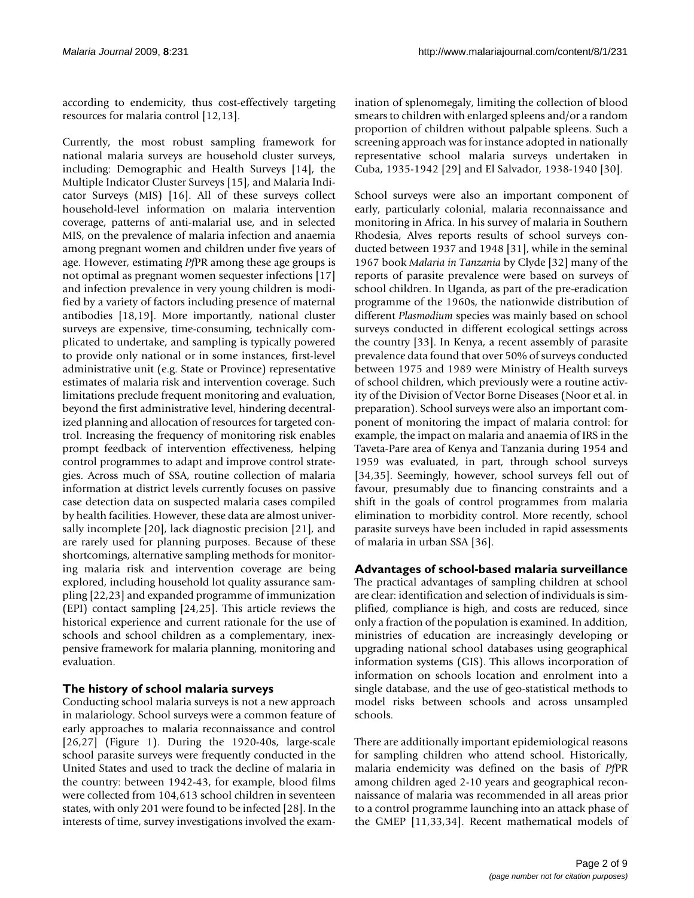according to endemicity, thus cost-effectively targeting resources for malaria control [12,13].

Currently, the most robust sampling framework for national malaria surveys are household cluster surveys, including: Demographic and Health Surveys [14], the Multiple Indicator Cluster Surveys [15], and Malaria Indicator Surveys (MIS) [16]. All of these surveys collect household-level information on malaria intervention coverage, patterns of anti-malarial use, and in selected MIS, on the prevalence of malaria infection and anaemia among pregnant women and children under five years of age. However, estimating *Pf*PR among these age groups is not optimal as pregnant women sequester infections [17] and infection prevalence in very young children is modified by a variety of factors including presence of maternal antibodies [18,19]. More importantly, national cluster surveys are expensive, time-consuming, technically complicated to undertake, and sampling is typically powered to provide only national or in some instances, first-level administrative unit (e.g. State or Province) representative estimates of malaria risk and intervention coverage. Such limitations preclude frequent monitoring and evaluation, beyond the first administrative level, hindering decentralized planning and allocation of resources for targeted control. Increasing the frequency of monitoring risk enables prompt feedback of intervention effectiveness, helping control programmes to adapt and improve control strategies. Across much of SSA, routine collection of malaria information at district levels currently focuses on passive case detection data on suspected malaria cases compiled by health facilities. However, these data are almost universally incomplete [20], lack diagnostic precision [21], and are rarely used for planning purposes. Because of these shortcomings, alternative sampling methods for monitoring malaria risk and intervention coverage are being explored, including household lot quality assurance sampling [22,23] and expanded programme of immunization (EPI) contact sampling [24,25]. This article reviews the historical experience and current rationale for the use of schools and school children as a complementary, inexpensive framework for malaria planning, monitoring and evaluation.

## The history of school malaria surveys

Conducting school malaria surveys is not a new approach in malariology. School surveys were a common feature of early approaches to malaria reconnaissance and control [26,27] (Figure 1). During the 1920-40s, large-scale school parasite surveys were frequently conducted in the United States and used to track the decline of malaria in the country: between 1942-43, for example, blood films were collected from 104,613 school children in seventeen states, with only 201 were found to be infected [28]. In the interests of time, survey investigations involved the examination of splenomegaly, limiting the collection of blood smears to children with enlarged spleens and/or a random proportion of children without palpable spleens. Such a screening approach was for instance adopted in nationally representative school malaria surveys undertaken in Cuba, 1935-1942 [29] and El Salvador, 1938-1940 [30].

School surveys were also an important component of early, particularly colonial, malaria reconnaissance and monitoring in Africa. In his survey of malaria in Southern Rhodesia, Alves reports results of school surveys conducted between 1937 and 1948 [31], while in the seminal 1967 book *Malaria in Tanzania* by Clyde [32] many of the reports of parasite prevalence were based on surveys of school children. In Uganda, as part of the pre-eradication programme of the 1960s, the nationwide distribution of different *Plasmodium* species was mainly based on school surveys conducted in different ecological settings across the country [33]. In Kenya, a recent assembly of parasite prevalence data found that over 50% of surveys conducted between 1975 and 1989 were Ministry of Health surveys of school children, which previously were a routine activity of the Division of Vector Borne Diseases (Noor et al. in preparation). School surveys were also an important component of monitoring the impact of malaria control: for example, the impact on malaria and anaemia of IRS in the Taveta-Pare area of Kenya and Tanzania during 1954 and 1959 was evaluated, in part, through school surveys [34,35]. Seemingly, however, school surveys fell out of favour, presumably due to financing constraints and a shift in the goals of control programmes from malaria elimination to morbidity control. More recently, school parasite surveys have been included in rapid assessments of malaria in urban SSA [36].

## Advantages of school-based malaria surveillance

The practical advantages of sampling children at school are clear: identification and selection of individuals is simplified, compliance is high, and costs are reduced, since only a fraction of the population is examined. In addition, ministries of education are increasingly developing or upgrading national school databases using geographical information systems (GIS). This allows incorporation of information on schools location and enrolment into a single database, and the use of geo-statistical methods to model risks between schools and across unsampled schools.

There are additionally important epidemiological reasons for sampling children who attend school. Historically, malaria endemicity was defined on the basis of *Pf*PR among children aged 2-10 years and geographical reconnaissance of malaria was recommended in all areas prior to a control programme launching into an attack phase of the GMEP [11,33,34]. Recent mathematical models of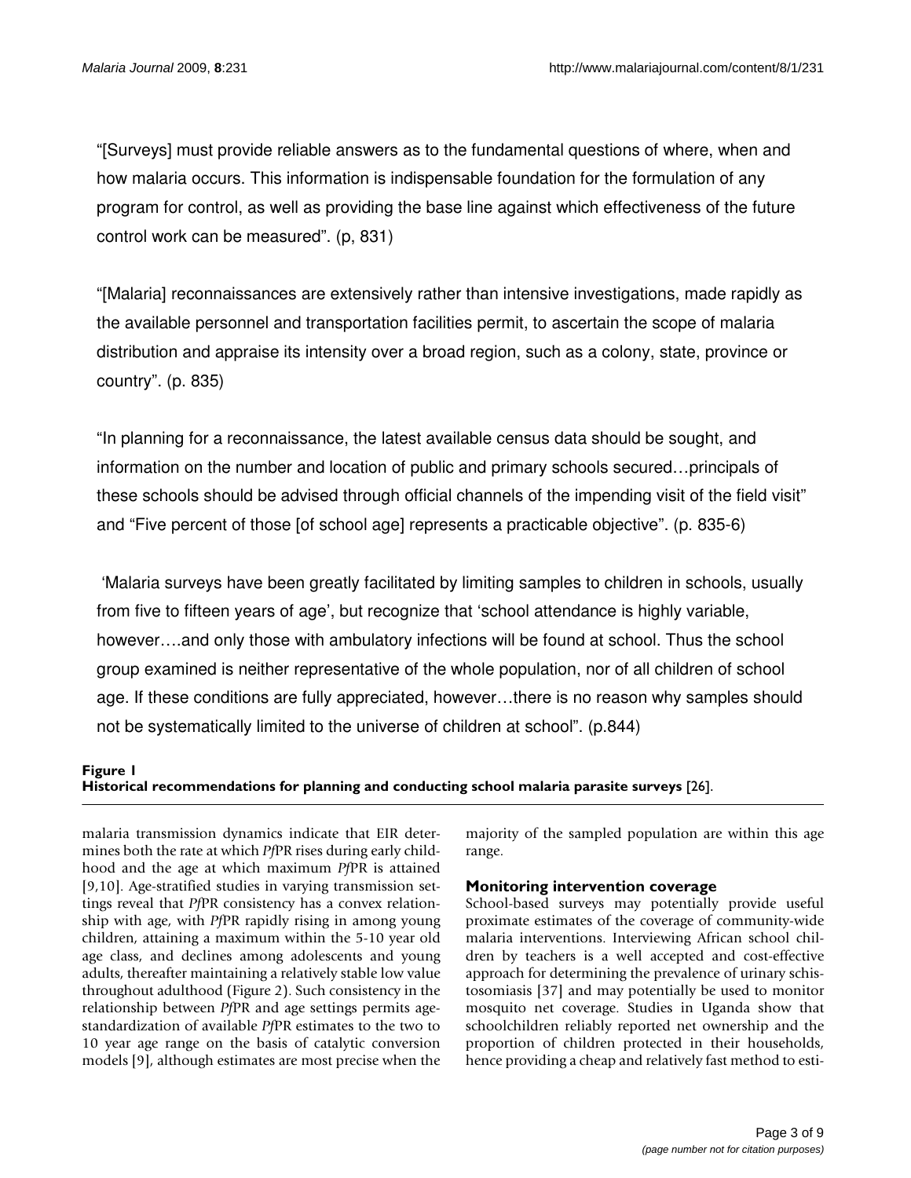"[Surveys] must provide reliable answers as to the fundamental questions of where, when and how malaria occurs. This information is indispensable foundation for the formulation of any program for control, as well as providing the base line against which effectiveness of the future control work can be measured". (p, 831)

"[Malaria] reconnaissances are extensively rather than intensive investigations, made rapidly as the available personnel and transportation facilities permit, to ascertain the scope of malaria distribution and appraise its intensity over a broad region, such as a colony, state, province or country". (p. 835)

"In planning for a reconnaissance, the latest available census data should be sought, and information on the number and location of public and primary schools secured…principals of these schools should be advised through official channels of the impending visit of the field visit" and "Five percent of those [of school age] represents a practicable objective". (p. 835-6)

'Malaria surveys have been greatly facilitated by limiting samples to children in schools, usually from five to fifteen years of age', but recognize that 'school attendance is highly variable, however….and only those with ambulatory infections will be found at school. Thus the school group examined is neither representative of the whole population, nor of all children of school age. If these conditions are fully appreciated, however…there is no reason why samples should not be systematically limited to the universe of children at school". (p.844)

**Figure 1**
**Historical recommendations for planning and conducting school malaria parasite surveys** [26].

malaria transmission dynamics indicate that EIR determines both the rate at which *Pf*PR rises during early childhood and the age at which maximum *Pf*PR is attained [9,10]. Age-stratified studies in varying transmission settings reveal that *Pf*PR consistency has a convex relationship with age, with *Pf*PR rapidly rising in among young children, attaining a maximum within the 5-10 year old age class, and declines among adolescents and young adults, thereafter maintaining a relatively stable low value throughout adulthood (Figure 2). Such consistency in the relationship between *Pf*PR and age settings permits age-standardization of available *Pf*PR estimates to the two to 10 year age range on the basis of catalytic conversion models [9], although estimates are most precise when the majority of the sampled population are within this age range.

### Monitoring intervention coverage

School-based surveys may potentially provide useful proximate estimates of the coverage of community-wide malaria interventions. Interviewing African school children by teachers is a well accepted and cost-effective approach for determining the prevalence of urinary schistosomiasis [37] and may potentially be used to monitor mosquito net coverage. Studies in Uganda show that schoolchildren reliably reported net ownership and the proportion of children protected in their households, hence providing a cheap and relatively fast method to esti-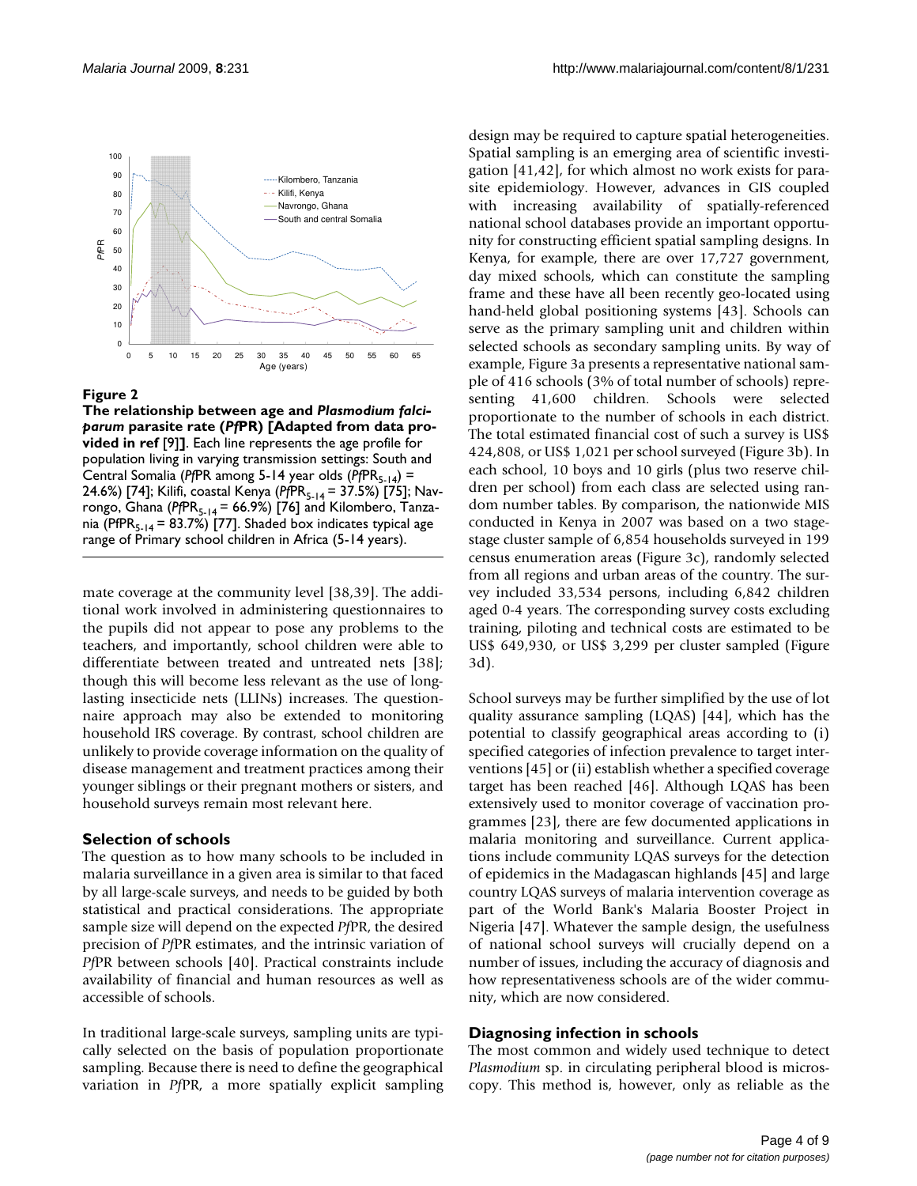**Figure 2**

**The relationship between age and *Plasmodium falciparum* parasite rate (*Pf*PR) [Adapted from data provided in ref [9]]**. Each line represents the age profile for population living in varying transmission settings: South and Central Somalia (*Pf*PR among 5-14 year olds ($PfPR_{5-14}$) = 24.6%) [74]; Kilifi, coastal Kenya ($PfPR_{5-14}$ = 37.5%) [75]; Navrongo, Ghana ($PfPR_{5-14}$ = 66.9%) [76] and Kilombero, Tanzania ($PfPR_{5-14}$ = 83.7%) [77]. Shaded box indicates typical age range of Primary school children in Africa (5-14 years).

mate coverage at the community level [38,39]. The additional work involved in administering questionnaires to the pupils did not appear to pose any problems to the teachers, and importantly, school children were able to differentiate between treated and untreated nets [38]; though this will become less relevant as the use of long-lasting insecticide nets (LLINs) increases. The questionnaire approach may also be extended to monitoring household IRS coverage. By contrast, school children are unlikely to provide coverage information on the quality of disease management and treatment practices among their younger siblings or their pregnant mothers or sisters, and household surveys remain most relevant here.

### Selection of schools

The question as to how many schools to be included in malaria surveillance in a given area is similar to that faced by all large-scale surveys, and needs to be guided by both statistical and practical considerations. The appropriate sample size will depend on the expected *Pf*PR, the desired precision of *Pf*PR estimates, and the intrinsic variation of *Pf*PR between schools [40]. Practical constraints include availability of financial and human resources as well as accessible of schools.

In traditional large-scale surveys, sampling units are typically selected on the basis of population proportionate sampling. Because there is need to define the geographical variation in *Pf*PR, a more spatially explicit sampling design may be required to capture spatial heterogeneities. Spatial sampling is an emerging area of scientific investigation [41,42], for which almost no work exists for parasite epidemiology. However, advances in GIS coupled with increasing availability of spatially-referenced national school databases provide an important opportunity for constructing efficient spatial sampling designs. In Kenya, for example, there are over 17,727 government, day mixed schools, which can constitute the sampling frame and these have all been recently geo-located using hand-held global positioning systems [43]. Schools can serve as the primary sampling unit and children within selected schools as secondary sampling units. By way of example, Figure 3a presents a representative national sample of 416 schools (3% of total number of schools) representing 41,600 children. Schools were selected proportionate to the number of schools in each district. The total estimated financial cost of such a survey is US$ 424,808, or US$ 1,021 per school surveyed (Figure 3b). In each school, 10 boys and 10 girls (plus two reserve children per school) from each class are selected using random number tables. By comparison, the nationwide MIS conducted in Kenya in 2007 was based on a two stage-stage cluster sample of 6,854 households surveyed in 199 census enumeration areas (Figure 3c), randomly selected from all regions and urban areas of the country. The survey included 33,534 persons, including 6,842 children aged 0-4 years. The corresponding survey costs excluding training, piloting and technical costs are estimated to be US$ 649,930, or US$ 3,299 per cluster sampled (Figure 3d).

School surveys may be further simplified by the use of lot quality assurance sampling (LQAS) [44], which has the potential to classify geographical areas according to (i) specified categories of infection prevalence to target interventions [45] or (ii) establish whether a specified coverage target has been reached [46]. Although LQAS has been extensively used to monitor coverage of vaccination programmes [23], there are few documented applications in malaria monitoring and surveillance. Current applications include community LQAS surveys for the detection of epidemics in the Madagascan highlands [45] and large country LQAS surveys of malaria intervention coverage as part of the World Bank's Malaria Booster Project in Nigeria [47]. Whatever the sample design, the usefulness of national school surveys will crucially depend on a number of issues, including the accuracy of diagnosis and how representativeness schools are of the wider community, which are now considered.

### Diagnosing infection in schools

The most common and widely used technique to detect *Plasmodium* sp. in circulating peripheral blood is microscopy. This method is, however, only as reliable as the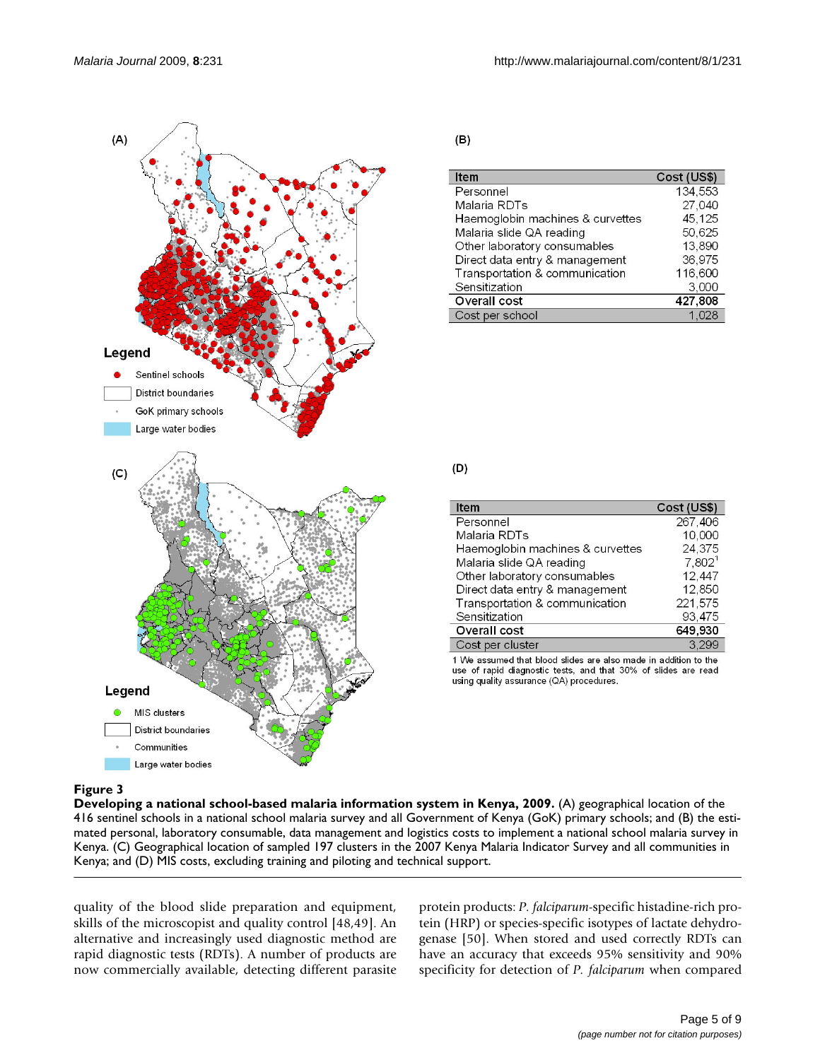(A)

Legend

- Sentinel schools
- District boundaries
- GoK primary schools
- Large water bodies

(B)

| Item | Cost (US$) |
|---|---|
| Personnel | 134,553 |
| Malaria RDTs | 27,040 |
| Haemoglobin machines & curvettes | 45,125 |
| Malaria slide QA reading | 50,625 |
| Other laboratory consumables | 13,890 |
| Direct data entry & management | 36,975 |
| Transportation & communication | 116,600 |
| Sensitization | 3,000 |
| **Overall cost** | **427,808** |
| Cost per school | 1,028 |

(C)

Legend

- MIS clusters
- District boundaries
- Communities
- Large water bodies

(D)

| Item | Cost (US$) |
|---|---|
| Personnel | 267,406 |
| Malaria RDTs | 10,000 |
| Haemoglobin machines & curvettes | 24,375 |
| Malaria slide QA reading | 7,802[1] |
| Other laboratory consumables | 12,447 |
| Direct data entry & management | 12,850 |
| Transportation & communication | 221,575 |
| Sensitization | 93,475 |
| **Overall cost** | **649,930** |
| Cost per cluster | 3,299 |

1 We assumed that blood slides are also made in addition to the use of rapid diagnostic tests, and that 30% of slides are read using quality assurance (QA) procedures.

**Figure 3**
**Developing a national school-based malaria information system in Kenya, 2009.** (A) geographical location of the 416 sentinel schools in a national school malaria survey and all Government of Kenya (GoK) primary schools; and (B) the estimated personal, laboratory consumable, data management and logistics costs to implement a national school malaria survey in Kenya. (C) Geographical location of sampled 197 clusters in the 2007 Kenya Malaria Indicator Survey and all communities in Kenya; and (D) MIS costs, excluding training and piloting and technical support.

quality of the blood slide preparation and equipment, skills of the microscopist and quality control [48,49]. An alternative and increasingly used diagnostic method are rapid diagnostic tests (RDTs). A number of products are now commercially available, detecting different parasite protein products: *P. falciparum*-specific histadine-rich protein (HRP) or species-specific isotypes of lactate dehydrogenase [50]. When stored and used correctly RDTs can have an accuracy that exceeds 95% sensitivity and 90% specificity for detection of *P. falciparum* when compared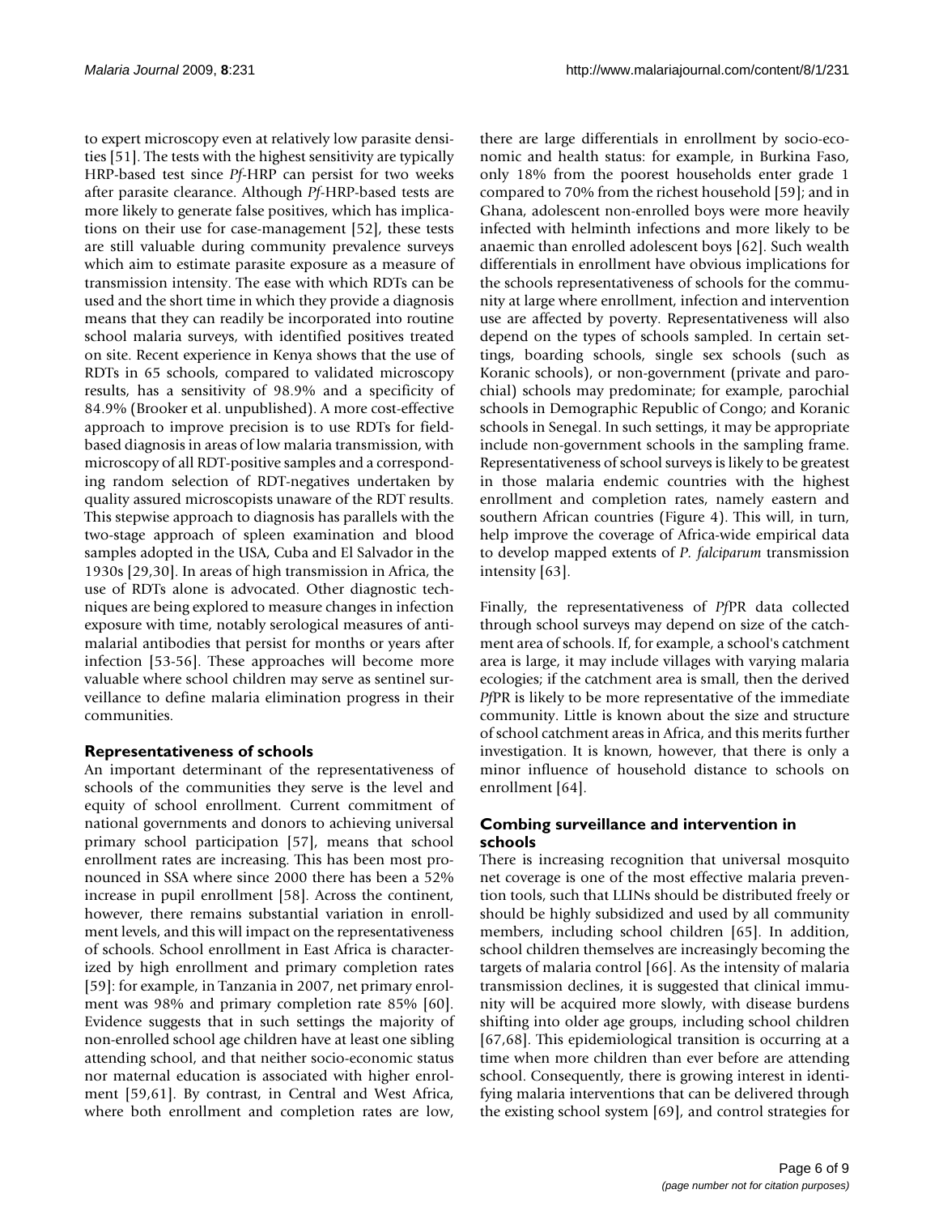to expert microscopy even at relatively low parasite densities [51]. The tests with the highest sensitivity are typically HRP-based test since *Pf*-HRP can persist for two weeks after parasite clearance. Although *Pf*-HRP-based tests are more likely to generate false positives, which has implications on their use for case-management [52], these tests are still valuable during community prevalence surveys which aim to estimate parasite exposure as a measure of transmission intensity. The ease with which RDTs can be used and the short time in which they provide a diagnosis means that they can readily be incorporated into routine school malaria surveys, with identified positives treated on site. Recent experience in Kenya shows that the use of RDTs in 65 schools, compared to validated microscopy results, has a sensitivity of 98.9% and a specificity of 84.9% (Brooker et al. unpublished). A more cost-effective approach to improve precision is to use RDTs for field-based diagnosis in areas of low malaria transmission, with microscopy of all RDT-positive samples and a corresponding random selection of RDT-negatives undertaken by quality assured microscopists unaware of the RDT results. This stepwise approach to diagnosis has parallels with the two-stage approach of spleen examination and blood samples adopted in the USA, Cuba and El Salvador in the 1930s [29,30]. In areas of high transmission in Africa, the use of RDTs alone is advocated. Other diagnostic techniques are being explored to measure changes in infection exposure with time, notably serological measures of anti-malarial antibodies that persist for months or years after infection [53-56]. These approaches will become more valuable where school children may serve as sentinel surveillance to define malaria elimination progress in their communities.

### Representativeness of schools

An important determinant of the representativeness of schools of the communities they serve is the level and equity of school enrollment. Current commitment of national governments and donors to achieving universal primary school participation [57], means that school enrollment rates are increasing. This has been most pronounced in SSA where since 2000 there has been a 52% increase in pupil enrollment [58]. Across the continent, however, there remains substantial variation in enrollment levels, and this will impact on the representativeness of schools. School enrollment in East Africa is characterized by high enrollment and primary completion rates [59]: for example, in Tanzania in 2007, net primary enrolment was 98% and primary completion rate 85% [60]. Evidence suggests that in such settings the majority of non-enrolled school age children have at least one sibling attending school, and that neither socio-economic status nor maternal education is associated with higher enrolment [59,61]. By contrast, in Central and West Africa, where both enrollment and completion rates are low, there are large differentials in enrollment by socio-economic and health status: for example, in Burkina Faso, only 18% from the poorest households enter grade 1 compared to 70% from the richest household [59]; and in Ghana, adolescent non-enrolled boys were more heavily infected with helminth infections and more likely to be anaemic than enrolled adolescent boys [62]. Such wealth differentials in enrollment have obvious implications for the schools representativeness of schools for the community at large where enrollment, infection and intervention use are affected by poverty. Representativeness will also depend on the types of schools sampled. In certain settings, boarding schools, single sex schools (such as Koranic schools), or non-government (private and parochial) schools may predominate; for example, parochial schools in Demographic Republic of Congo; and Koranic schools in Senegal. In such settings, it may be appropriate include non-government schools in the sampling frame. Representativeness of school surveys is likely to be greatest in those malaria endemic countries with the highest enrollment and completion rates, namely eastern and southern African countries (Figure 4). This will, in turn, help improve the coverage of Africa-wide empirical data to develop mapped extents of *P. falciparum* transmission intensity [63].

Finally, the representativeness of *Pf*PR data collected through school surveys may depend on size of the catchment area of schools. If, for example, a school's catchment area is large, it may include villages with varying malaria ecologies; if the catchment area is small, then the derived *Pf*PR is likely to be more representative of the immediate community. Little is known about the size and structure of school catchment areas in Africa, and this merits further investigation. It is known, however, that there is only a minor influence of household distance to schools on enrollment [64].

### Combing surveillance and intervention in schools

There is increasing recognition that universal mosquito net coverage is one of the most effective malaria prevention tools, such that LLINs should be distributed freely or should be highly subsidized and used by all community members, including school children [65]. In addition, school children themselves are increasingly becoming the targets of malaria control [66]. As the intensity of malaria transmission declines, it is suggested that clinical immunity will be acquired more slowly, with disease burdens shifting into older age groups, including school children [67,68]. This epidemiological transition is occurring at a time when more children than ever before are attending school. Consequently, there is growing interest in identifying malaria interventions that can be delivered through the existing school system [69], and control strategies for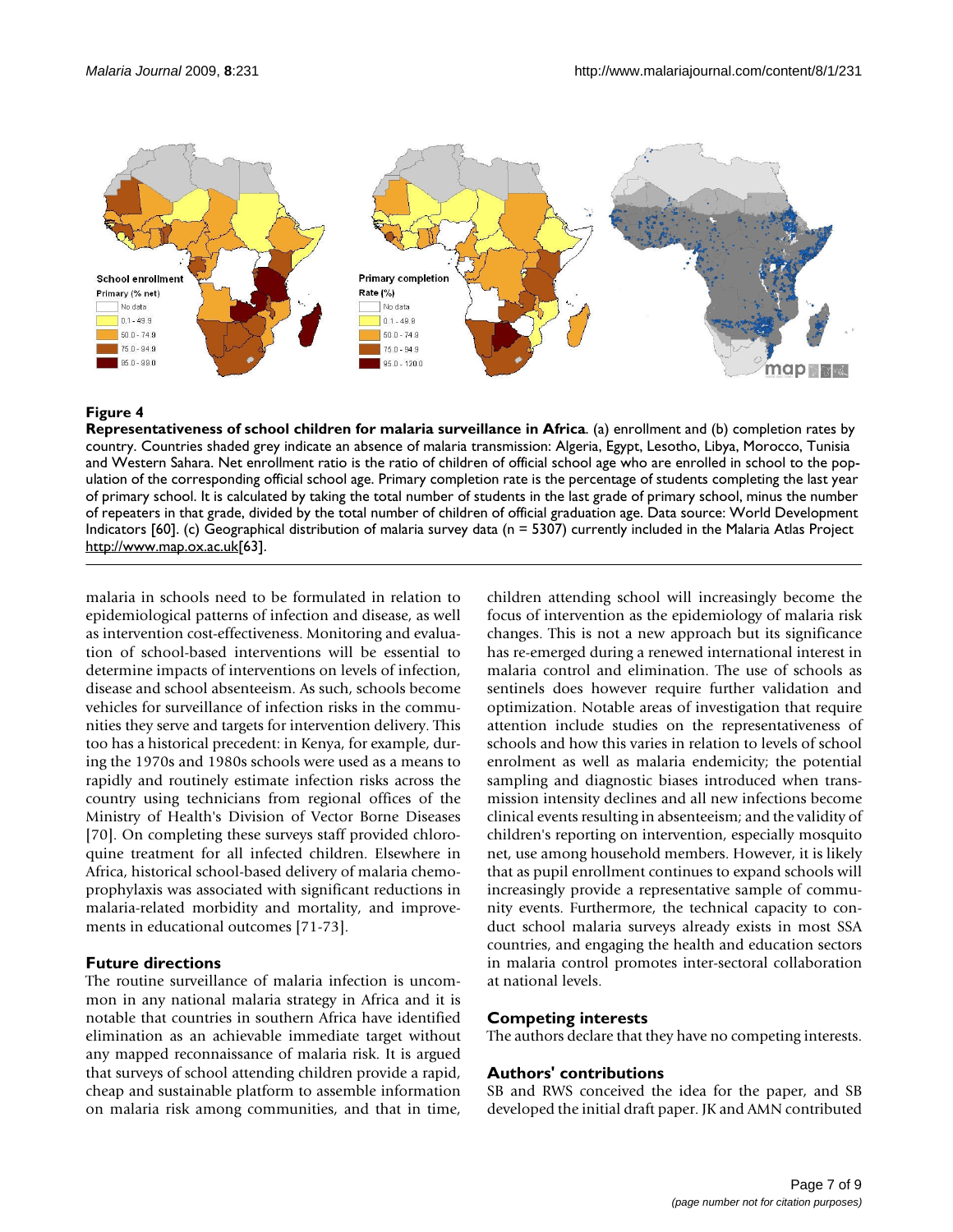**Figure 4**

**Representativeness of school children for malaria surveillance in Africa**. (a) enrollment and (b) completion rates by country. Countries shaded grey indicate an absence of malaria transmission: Algeria, Egypt, Lesotho, Libya, Morocco, Tunisia and Western Sahara. Net enrollment ratio is the ratio of children of official school age who are enrolled in school to the population of the corresponding official school age. Primary completion rate is the percentage of students completing the last year of primary school. It is calculated by taking the total number of students in the last grade of primary school, minus the number of repeaters in that grade, divided by the total number of children of official graduation age. Data source: World Development Indicators [60]. (c) Geographical distribution of malaria survey data (n = 5307) currently included in the Malaria Atlas Project http://www.map.ox.ac.uk[63].

malaria in schools need to be formulated in relation to epidemiological patterns of infection and disease, as well as intervention cost-effectiveness. Monitoring and evaluation of school-based interventions will be essential to determine impacts of interventions on levels of infection, disease and school absenteeism. As such, schools become vehicles for surveillance of infection risks in the communities they serve and targets for intervention delivery. This too has a historical precedent: in Kenya, for example, during the 1970s and 1980s schools were used as a means to rapidly and routinely estimate infection risks across the country using technicians from regional offices of the Ministry of Health's Division of Vector Borne Diseases [70]. On completing these surveys staff provided chloroquine treatment for all infected children. Elsewhere in Africa, historical school-based delivery of malaria chemoprophylaxis was associated with significant reductions in malaria-related morbidity and mortality, and improvements in educational outcomes [71-73].

## Future directions

The routine surveillance of malaria infection is uncommon in any national malaria strategy in Africa and it is notable that countries in southern Africa have identified elimination as an achievable immediate target without any mapped reconnaissance of malaria risk. It is argued that surveys of school attending children provide a rapid, cheap and sustainable platform to assemble information on malaria risk among communities, and that in time, children attending school will increasingly become the focus of intervention as the epidemiology of malaria risk changes. This is not a new approach but its significance has re-emerged during a renewed international interest in malaria control and elimination. The use of schools as sentinels does however require further validation and optimization. Notable areas of investigation that require attention include studies on the representativeness of schools and how this varies in relation to levels of school enrolment as well as malaria endemicity; the potential sampling and diagnostic biases introduced when transmission intensity declines and all new infections become clinical events resulting in absenteeism; and the validity of children's reporting on intervention, especially mosquito net, use among household members. However, it is likely that as pupil enrollment continues to expand schools will increasingly provide a representative sample of community events. Furthermore, the technical capacity to conduct school malaria surveys already exists in most SSA countries, and engaging the health and education sectors in malaria control promotes inter-sectoral collaboration at national levels.

## Competing interests

The authors declare that they have no competing interests.

## Authors' contributions

SB and RWS conceived the idea for the paper, and SB developed the initial draft paper. JK and AMN contributed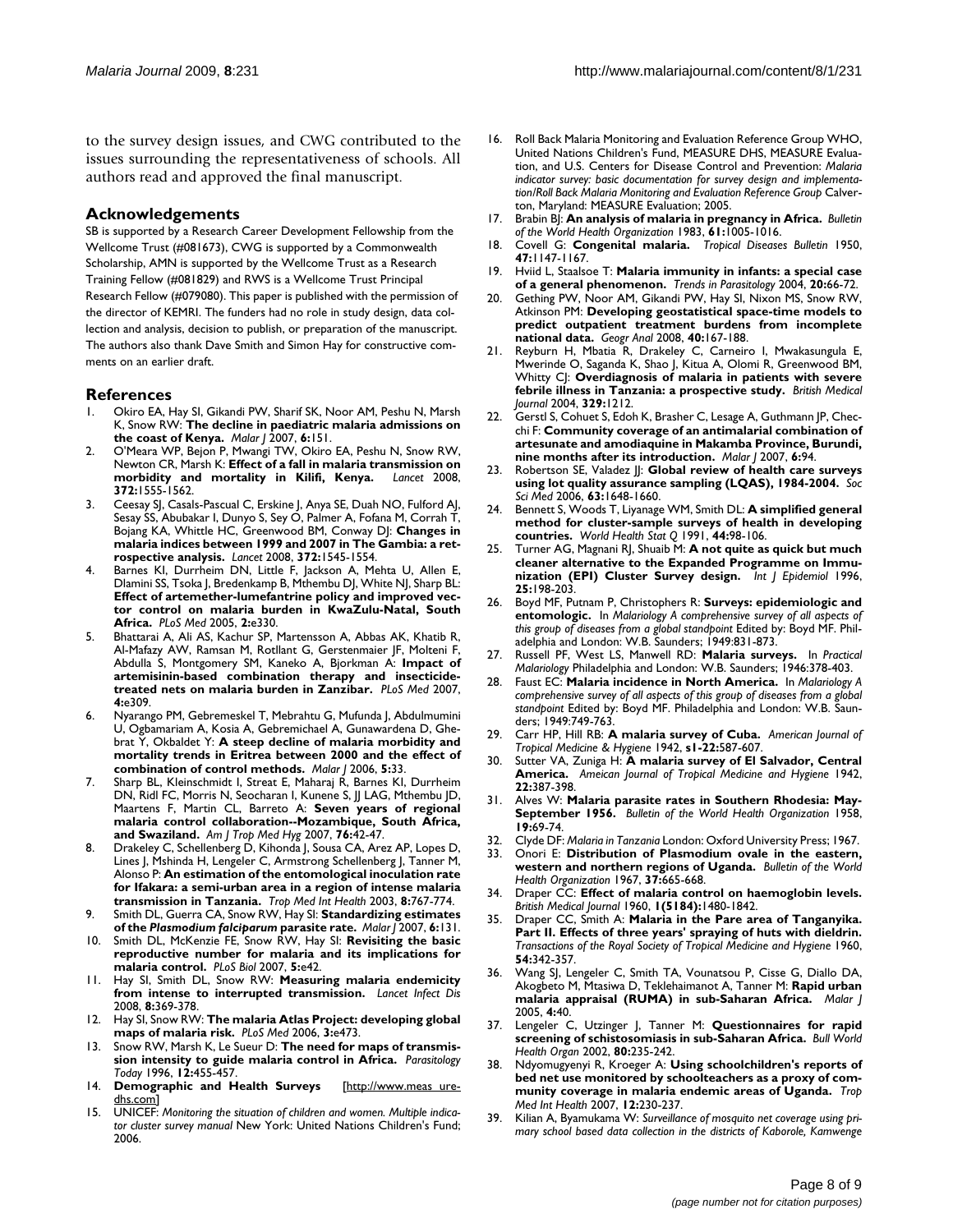to the survey design issues, and CWG contributed to the issues surrounding the representativeness of schools. All authors read and approved the final manuscript.

## Acknowledgements

SB is supported by a Research Career Development Fellowship from the Wellcome Trust (#081673), CWG is supported by a Commonwealth Scholarship, AMN is supported by the Wellcome Trust as a Research Training Fellow (#081829) and RWS is a Wellcome Trust Principal Research Fellow (#079080). This paper is published with the permission of the director of KEMRI. The funders had no role in study design, data collection and analysis, decision to publish, or preparation of the manuscript. The authors also thank Dave Smith and Simon Hay for constructive comments on an earlier draft.

## References

1. Okiro EA, Hay SI, Gikandi PW, Sharif SK, Noor AM, Peshu N, Marsh K, Snow RW: **The decline in paediatric malaria admissions on the coast of Kenya.** *Malar J* 2007, **6:**151.
2. O'Meara WP, Bejon P, Mwangi TW, Okiro EA, Peshu N, Snow RW, Newton CR, Marsh K: **Effect of a fall in malaria transmission on morbidity and mortality in Kilifi, Kenya.** *Lancet* 2008, **372:**1555-1562.
3. Ceesay SJ, Casals-Pascual C, Erskine J, Anya SE, Duah NO, Fulford AJ, Sesay SS, Abubakar I, Dunyo S, Sey O, Palmer A, Fofana M, Corrah T, Bojang KA, Whittle HC, Greenwood BM, Conway DJ: **Changes in malaria indices between 1999 and 2007 in The Gambia: a retrospective analysis.** *Lancet* 2008, **372:**1545-1554.
4. Barnes KI, Durrheim DN, Little F, Jackson A, Mehta U, Allen E, Dlamini SS, Tsoka J, Bredenkamp B, Mthembu DJ, White NJ, Sharp BL: **Effect of artemether-lumefantrine policy and improved vector control on malaria burden in KwaZulu-Natal, South Africa.** *PLoS Med* 2005, **2:**e330.
5. Bhattarai A, Ali AS, Kachur SP, Martensson A, Abbas AK, Khatib R, Al-Mafazy AW, Ramsan M, Rotllant G, Gerstenmaier JF, Molteni F, Abdulla S, Montgomery SM, Kaneko A, Bjorkman A: **Impact of artemisinin-based combination therapy and insecticide-treated nets on malaria burden in Zanzibar.** *PLoS Med* 2007, **4:**e309.
6. Nyarango PM, Gebremeskel T, Mebrahtu G, Mufunda J, Abdulmumini U, Ogbamariam A, Kosia A, Gebremichael A, Gunawardena D, Ghebrat Y, Okbaldet Y: **A steep decline of malaria morbidity and mortality trends in Eritrea between 2000 and the effect of combination of control methods.** *Malar J* 2006, **5:**33.
7. Sharp BL, Kleinschmidt I, Streat E, Maharaj R, Barnes KI, Durrheim DN, Ridl FC, Morris N, Seocharan I, Kunene S, JJ LAG, Mthembu JD, Maartens F, Martin CL, Barreto A: **Seven years of regional malaria control collaboration--Mozambique, South Africa, and Swaziland.** *Am J Trop Med Hyg* 2007, **76:**42-47.
8. Drakeley C, Schellenberg D, Kihonda J, Sousa CA, Arez AP, Lopes D, Lines J, Mshinda H, Lengeler C, Armstrong Schellenberg J, Tanner M, Alonso P: **An estimation of the entomological inoculation rate for Ifakara: a semi-urban area in a region of intense malaria transmission in Tanzania.** *Trop Med Int Health* 2003, **8:**767-774.
9. Smith DL, Guerra CA, Snow RW, Hay SI: **Standardizing estimates of the *Plasmodium falciparum* parasite rate.** *Malar J* 2007, **6:**131.
10. Smith DL, McKenzie FE, Snow RW, Hay SI: **Revisiting the basic reproductive number for malaria and its implications for malaria control.** *PLoS Biol* 2007, **5:**e42.
11. Hay SI, Smith DL, Snow RW: **Measuring malaria endemicity from intense to interrupted transmission.** *Lancet Infect Dis* 2008, **8:**369-378.
12. Hay SI, Snow RW: **The malaria Atlas Project: developing global maps of malaria risk.** *PLoS Med* 2006, **3:**e473.
13. Snow RW, Marsh K, Le Sueur D: **The need for maps of transmission intensity to guide malaria control in Africa.** *Parasitology Today* 1996, **12:**455-457.
14. **Demographic and Health Surveys** [http://www.measuredhs.com]
15. UNICEF: *Monitoring the situation of children and women. Multiple indicator cluster survey manual* New York: United Nations Children's Fund; 2006.
16. Roll Back Malaria Monitoring and Evaluation Reference Group WHO, United Nations Children's Fund, MEASURE DHS, MEASURE Evaluation, and U.S. Centers for Disease Control and Prevention: *Malaria indicator survey: basic documentation for survey design and implementation/Roll Back Malaria Monitoring and Evaluation Reference Group* Calverton, Maryland: MEASURE Evaluation; 2005.
17. Brabin BJ: **An analysis of malaria in pregnancy in Africa.** *Bulletin of the World Health Organization* 1983, **61:**1005-1016.
18. Covell G: **Congenital malaria.** *Tropical Diseases Bulletin* 1950, **47:**1147-1167.
19. Hviid L, Staalsoe T: **Malaria immunity in infants: a special case of a general phenomenon.** *Trends in Parasitology* 2004, **20:**66-72.
20. Gething PW, Noor AM, Gikandi PW, Hay SI, Nixon MS, Snow RW, Atkinson PM: **Developing geostatistical space-time models to predict outpatient treatment burdens from incomplete national data.** *Geogr Anal* 2008, **40:**167-188.
21. Reyburn H, Mbatia R, Drakeley C, Carneiro I, Mwakasungula E, Mwerinde O, Saganda K, Shao J, Kitua A, Olomi R, Greenwood BM, Whitty CJ: **Overdiagnosis of malaria in patients with severe febrile illness in Tanzania: a prospective study.** *British Medical Journal* 2004, **329:**1212.
22. Gerstl S, Cohuet S, Edoh K, Brasher C, Lesage A, Guthmann JP, Checchi F: **Community coverage of an antimalarial combination of artesunate and amodiaquine in Makamba Province, Burundi, nine months after its introduction.** *Malar J* 2007, **6:**94.
23. Robertson SE, Valadez JJ: **Global review of health care surveys using lot quality assurance sampling (LQAS), 1984-2004.** *Soc Sci Med* 2006, **63:**1648-1660.
24. Bennett S, Woods T, Liyanage WM, Smith DL: **A simplified general method for cluster-sample surveys of health in developing countries.** *World Health Stat Q* 1991, **44:**98-106.
25. Turner AG, Magnani RJ, Shuaib M: **A not quite as quick but much cleaner alternative to the Expanded Programme on Immunization (EPI) Cluster Survey design.** *Int J Epidemiol* 1996, **25:**198-203.
26. Boyd MF, Putnam P, Christophers R: **Surveys: epidemiologic and entomologic.** In *Malariology A comprehensive survey of all aspects of this group of diseases from a global standpoint* Edited by: Boyd MF. Philadelphia and London: W.B. Saunders; 1949:831-873.
27. Russell PF, West LS, Manwell RD: **Malaria surveys.** In *Practical Malariology* Philadelphia and London: W.B. Saunders; 1946:378-403.
28. Faust EC: **Malaria incidence in North America.** In *Malariology A comprehensive survey of all aspects of this group of diseases from a global standpoint* Edited by: Boyd MF. Philadelphia and London: W.B. Saunders; 1949:749-763.
29. Carr HP, Hill RB: **A malaria survey of Cuba.** *American Journal of Tropical Medicine & Hygiene* 1942, **s1-22:**587-607.
30. Sutter VA, Zuniga H: **A malaria survey of El Salvador, Central America.** *Ameican Journal of Tropical Medicine and Hygiene* 1942, **22:**387-398.
31. Alves W: **Malaria parasite rates in Southern Rhodesia: May-September 1956.** *Bulletin of the World Health Organization* 1958, **19:**69-74.
32. Clyde DF: *Malaria in Tanzania* London: Oxford University Press; 1967.
33. Onori E: **Distribution of Plasmodium ovale in the eastern, western and northern regions of Uganda.** *Bulletin of the World Health Organization* 1967, **37:**665-668.
34. Draper CC: **Effect of malaria control on haemoglobin levels.** *British Medical Journal* 1960, **1(5184):**1480-1842.
35. Draper CC, Smith A: **Malaria in the Pare area of Tanganyika. Part II. Effects of three years' spraying of huts with dieldrin.** *Transactions of the Royal Society of Tropical Medicine and Hygiene* 1960, **54:**342-357.
36. Wang SJ, Lengeler C, Smith TA, Vounatsou P, Cisse G, Diallo DA, Akogbeto M, Mtasiwa D, Teklehaimanot A, Tanner M: **Rapid urban malaria appraisal (RUMA) in sub-Saharan Africa.** *Malar J* 2005, **4:**40.
37. Lengeler C, Utzinger J, Tanner M: **Questionnaires for rapid screening of schistosomiasis in sub-Saharan Africa.** *Bull World Health Organ* 2002, **80:**235-242.
38. Ndyomugyenyi R, Kroeger A: **Using schoolchildren's reports of bed net use monitored by schoolteachers as a proxy of community coverage in malaria endemic areas of Uganda.** *Trop Med Int Health* 2007, **12:**230-237.
39. Kilian A, Byamukama W: *Surveillance of mosquito net coverage using primary school based data collection in the districts of Kaborole, Kamwenge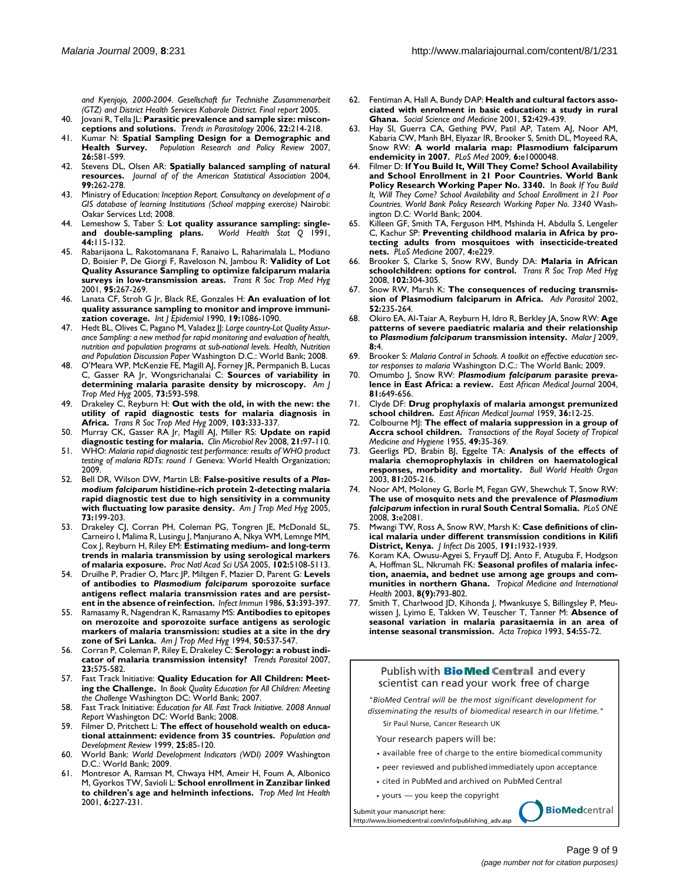*and Kyenjojo, 2000-2004. Gesellschaft fur Technishe Zusammenarbeit (GTZ) and District Health Services Kabarole District. Final report* 2005.

40. Jovani R, Tella JL: **Parasitic prevalence and sample size: misconceptions and solutions.** *Trends in Parasitology* 2006, **22:**214-218.
41. Kumar N: **Spatial Sampling Design for a Demographic and Health Survey.** *Population Research and Policy Review* 2007, **26:**581-599.
42. Stevens DL, Olsen AR: **Spatially balanced sampling of natural resources.** *Journal of of the American Statistical Association* 2004, **99:**262-278.
43. Ministry of Education: *Inception Report. Consultancy on development of a GIS database of learning Institutions (School mapping exercise)* Nairobi: Oakar Services Ltd; 2008.
44. Lemeshow S, Taber S: **Lot quality assurance sampling: single- and double-sampling plans.** *World Health Stat Q* 1991, **44:**115-132.
45. Rabarijaona L, Rakotomanana F, Ranaivo L, Raharimalala L, Modiano D, Boisier P, De Giorgi F, Raveloson N, Jambou R: **Validity of Lot Quality Assurance Sampling to optimize falciparum malaria surveys in low-transmission areas.** *Trans R Soc Trop Med Hyg* 2001, **95:**267-269.
46. Lanata CF, Stroh G Jr, Black RE, Gonzales H: **An evaluation of lot quality assurance sampling to monitor and improve immunization coverage.** *Int J Epidemiol* 1990, **19:**1086-1090.
47. Hedt BL, Olives C, Pagano M, Valadez JJ: *Large country-Lot Quality Assurance Sampling: a new method for rapid monitoring and evaluation of health, nutrition and population programs at sub-national levels. Health, Nutrition and Population Discussion Paper* Washington D.C.: World Bank; 2008.
48. O'Meara WP, McKenzie FE, Magill AJ, Forney JR, Permpanich B, Lucas C, Gasser RA Jr, Wongsrichanalai C: **Sources of variability in determining malaria parasite density by microscopy.** *Am J Trop Med Hyg* 2005, **73:**593-598.
49. Drakeley C, Reyburn H: **Out with the old, in with the new: the utility of rapid diagnostic tests for malaria diagnosis in Africa.** *Trans R Soc Trop Med Hyg* 2009, **103:**333-337.
50. Murray CK, Gasser RA Jr, Magill AJ, Miller RS: **Update on rapid diagnostic testing for malaria.** *Clin Microbiol Rev* 2008, **21:**97-110.
51. WHO: *Malaria rapid diagnostic test performance: results of WHO product testing of malaria RDTs: round 1* Geneva: World Health Organization; 2009.
52. Bell DR, Wilson DW, Martin LB: **False-positive results of a *Plasmodium falciparum* histidine-rich protein 2-detecting malaria rapid diagnostic test due to high sensitivity in a community with fluctuating low parasite density.** *Am J Trop Med Hyg* 2005, **73:**199-203.
53. Drakeley CJ, Corran PH, Coleman PG, Tongren JE, McDonald SL, Carneiro I, Malima R, Lusingu J, Manjurano A, Nkya WM, Lemnge MM, Cox J, Reyburn H, Riley EM: **Estimating medium- and long-term trends in malaria transmission by using serological markers of malaria exposure.** *Proc Natl Acad Sci USA* 2005, **102:**5108-5113.
54. Druilhe P, Pradier O, Marc JP, Miltgen F, Mazier D, Parent G: **Levels of antibodies to *Plasmodium falciparum* sporozoite surface antigens reflect malaria transmission rates and are persistent in the absence of reinfection.** *Infect Immun* 1986, **53:**393-397.
55. Ramasamy R, Nagendran K, Ramasamy MS: **Antibodies to epitopes on merozoite and sporozoite surface antigens as serologic markers of malaria transmission: studies at a site in the dry zone of Sri Lanka.** *Am J Trop Med Hyg* 1994, **50:**537-547.
56. Corran P, Coleman P, Riley E, Drakeley C: **Serology: a robust indicator of malaria transmission intensity?** *Trends Parasitol* 2007, **23:**575-582.
57. Fast Track Initiative: **Quality Education for All Children: Meeting the Challenge.** In *Book Quality Education for All Children: Meeting the Challenge* Washington DC: World Bank; 2007.
58. Fast Track Initiative: *Education for All. Fast Track Initiative. 2008 Annual Report* Washington DC: World Bank; 2008.
59. Filmer D, Pritchett L: **The effect of household wealth on educational attainment: evidence from 35 countries.** *Population and Development Review* 1999, **25:**85-120.
60. World Bank: *World Development Indicators (WDI) 2009* Washington D.C.: World Bank; 2009.
61. Montresor A, Ramsan M, Chwaya HM, Ameir H, Foum A, Albonico M, Gyorkos TW, Savioli L: **School enrollment in Zanzibar linked to children's age and helminth infections.** *Trop Med Int Health* 2001, **6:**227-231.
62. Fentiman A, Hall A, Bundy DAP: **Health and cultural factors associated with enrolment in basic education: a study in rural Ghana.** *Social Science and Medicine* 2001, **52:**429-439.
63. Hay SI, Guerra CA, Gething PW, Patil AP, Tatem AJ, Noor AM, Kabaria CW, Manh BH, Elyazar IR, Brooker S, Smith DL, Moyeed RA, Snow RW: **A world malaria map: Plasmodium falciparum endemicity in 2007.** *PLoS Med* 2009, **6:**e1000048.
64. Filmer D: **If You Build It, Will They Come? School Availability and School Enrollment in 21 Poor Countries. World Bank Policy Research Working Paper No. 3340.** In *Book If You Build It, Will They Come? School Availability and School Enrollment in 21 Poor Countries. World Bank Policy Research Working Paper No. 3340* Washington D.C: World Bank; 2004.
65. Killeen GF, Smith TA, Ferguson HM, Mshinda H, Abdulla S, Lengeler C, Kachur SP: **Preventing childhood malaria in Africa by protecting adults from mosquitoes with insecticide-treated nets.** *PLoS Medicine* 2007, **4:**e229.
66. Brooker S, Clarke S, Snow RW, Bundy DA: **Malaria in African schoolchildren: options for control.** *Trans R Soc Trop Med Hyg* 2008, **102:**304-305.
67. Snow RW, Marsh K: **The consequences of reducing transmission of Plasmodium falciparum in Africa.** *Adv Parasitol* 2002, **52:**235-264.
68. Okiro EA, Al-Taiar A, Reyburn H, Idro R, Berkley JA, Snow RW: **Age patterns of severe paediatric malaria and their relationship to *Plasmodium falciparum* transmission intensity.** *Malar J* 2009, **8:**4.
69. Brooker S: *Malaria Control in Schools. A toolkit on effective education sector responses to malaria* Washington D.C.: The World Bank; 2009.
70. Omumbo J, Snow RW: ***Plasmodium falciparum* parasite prevalence in East Africa: a review.** *East African Medical Journal* 2004, **81:**649-656.
71. Clyde DF: **Drug prophylaxis of malaria amongst premunized school children.** *East African Medical Journal* 1959, **36:**12-25.
72. Colbourne MJ: **The effect of malaria suppression in a group of Accra school children.** *Transactions of the Royal Society of Tropical Medicine and Hygiene* 1955, **49:**35-369.
73. Geerligs PD, Brabin BJ, Eggelte TA: **Analysis of the effects of malaria chemoprophylaxis in children on haematological responses, morbidity and mortality.** *Bull World Health Organ* 2003, **81:**205-216.
74. Noor AM, Moloney G, Borle M, Fegan GW, Shewchuk T, Snow RW: **The use of mosquito nets and the prevalence of *Plasmodium falciparum* infection in rural South Central Somalia.** *PLoS ONE* 2008, **3:**e2081.
75. Mwangi TW, Ross A, Snow RW, Marsh K: **Case definitions of clinical malaria under different transmission conditions in Kilifi District, Kenya.** *J Infect Dis* 2005, **191:**1932-1939.
76. Koram KA, Owusu-Agyei S, Fryauff DJ, Anto F, Atuguba F, Hodgson A, Hoffman SL, Nkrumah FK: **Seasonal profiles of malaria infection, anaemia, and bednet use among age groups and communities in northern Ghana.** *Tropical Medicine and International Health* 2003, **8(9):**793-802.
77. Smith T, Charlwood JD, Kihonda J, Mwankusye S, Billingsley P, Meuwissen J, Lyimo E, Takken W, Teuscher T, Tanner M: **Absence of seasonal variation in malaria parasitaemia in an area of intense seasonal transmission.** *Acta Tropica* 1993, **54:**55-72.

Publish with **BioMed Central** and every scientist can read your work free of charge

*"BioMed Central will be the most significant development for disseminating the results of biomedical research in our lifetime."*

Sir Paul Nurse, Cancer Research UK

Your research papers will be:

- available free of charge to the entire biomedical community
- peer reviewed and published immediately upon acceptance
- cited in PubMed and archived on PubMed Central
- yours — you keep the copyright

Submit your manuscript here:
http://www.biomedcentral.com/info/publishing_adv.asp

BioMedcentral